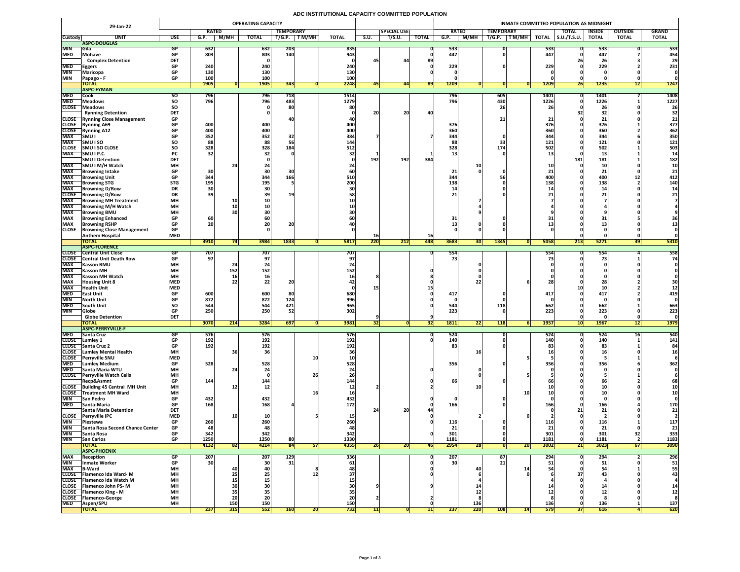# ADC INSTITUTIONAL CAPACITY COMMITTED POPULATION

| 29-Jan-22 | | | OPERATING CAPACITY | | | | | | | | | INMATE COMMITTED POPULATION AS MIDNIGHT | | | | | | | | | |
|---|---|---|---|---|---|---|---|---|---|---|---|---|---|---|---|---|---|---|---|---|---|
| | | | RATED | | | TEMPORARY | | | | SPECIAL USE | | RATED | | TEMPORARY | | | TOTAL | INSIDE | OUTSIDE | GRAND |
| Custody | UNIT | USE | G.P. | M/MH | TOTAL | T/G.P. | T M/MH | TOTAL | S.U. | T/S.U. | TOTAL | G.P. | M/MH | T/G.P. | T M/MH | TOTAL | S.U./T.S.U. | TOTAL | TOTAL | TOTAL |
| | **ASPC-DOUGLAS** | | | | | | | | | | | | | | | | | | | |
| MIN | Gila | GP | 632 | | 632 | 203 | | 835 | | | 0 | 533 | | 0 | | 533 | 0 | 533 | 0 | 533 |
| MED | Mohave | GP | 803 | | 803 | 140 | | 943 | | | 0 | 447 | | 0 | | 447 | 0 | 447 | 7 | 454 |
| | Complex Detention | DET | | | 0 | | | 0 | 45 | 44 | 89 | | | | | | 26 | 26 | 3 | 29 |
| MED | Eggers | GP | 240 | | 240 | | | 240 | | | 0 | 229 | | 0 | | 229 | 0 | 229 | 2 | 231 |
| MIN | Maricopa | GP | 130 | | 130 | | | 130 | | | 0 | 0 | | | | 0 | 0 | 0 | 0 | 0 |
| MIN | Papago - F | GP | 100 | | 100 | | | 100 | | | | 0 | | | | 0 | 0 | 0 | 0 | 0 |
| | **TOTAL** | | **1905** | **0** | **1905** | **343** | **0** | **2248** | **45** | **44** | **89** | **1209** | **0** | **0** | **0** | **1209** | **26** | **1235** | **12** | **1247** |
| | **ASPC-EYMAN** | | | | | | | | | | | | | | | | | | | |
| MED | Cook | SO | 796 | | 796 | 718 | | 1514 | | | | 796 | | 605 | | 1401 | 0 | 1401 | 7 | 1408 |
| MED | Meadows | SO | 796 | | 796 | 483 | | 1279 | | | | 796 | | 430 | | 1226 | 0 | 1226 | 1 | 1227 |
| CLOSE | Meadows | SO | | | 0 | 80 | | 80 | | | | | | 26 | | 26 | 0 | 26 | 0 | 26 |
| | Rynning Detention | DET | | | 0 | | | 0 | 20 | 20 | 40 | | | | | | 32 | 32 | 0 | 32 |
| CLOSE | Rynning Close Management | GP | | | | 40 | | 40 | | | | | | 21 | | 21 | 0 | 21 | 0 | 21 |
| CLOSE | Rynning A69 | GP | 400 | | 400 | | | 400 | | | | 376 | | | | 376 | 0 | 376 | 1 | 377 |
| CLOSE | Rynning A12 | GP | 400 | | 400 | | | 400 | | | | 360 | | | | 360 | 0 | 360 | 2 | 362 |
| MAX | SMU I | GP | 352 | | 352 | 32 | | 384 | 7 | | 7 | 344 | | 0 | | 344 | 0 | 344 | 6 | 350 |
| MAX | SMU I SO | SO | 88 | | 88 | 56 | | 144 | | | | 88 | | 33 | | 121 | 0 | 121 | 0 | 121 |
| CLOSE | SMU I SO CLOSE | SO | 328 | | 328 | 184 | | 512 | | | | 328 | | 174 | | 502 | 0 | 502 | 1 | 503 |
| MAX | SMU I P.C. | PC | 32 | | 32 | 0 | | 32 | 1 | | 1 | 13 | | 0 | | 13 | 0 | 13 | 1 | 14 |
| | SMU I Detention | DET | | | 0 | | | 0 | 192 | 192 | 384 | | | | | | 181 | 181 | 1 | 182 |
| MAX | SMU I M/H Watch | MH | | 24 | 24 | | | 24 | | | | | 10 | | | 10 | 0 | 10 | 0 | 10 |
| MAX | Browning Intake | GP | 30 | | 30 | 30 | | 60 | | | | 21 | 0 | 0 | | 21 | 0 | 21 | 0 | 21 |
| MAX | Browning Unit | GP | 344 | | 344 | 166 | | 510 | | | | 344 | | 56 | | 400 | 0 | 400 | 12 | 412 |
| MAX | Browning STG | STG | 195 | | 195 | 5 | | 200 | | | | 138 | | 0 | | 138 | 0 | 138 | 2 | 140 |
| MAX | Browning D/Row | DR | 30 | | 30 | | | 30 | | | | 14 | | 0 | | 14 | 0 | 14 | 0 | 14 |
| CLOSE | Browning D/Row | DR | 39 | | 39 | 19 | | 58 | | | | 21 | | 0 | | 21 | 0 | 21 | 0 | 21 |
| MAX | Browning MH Treatment | MH | | 10 | 10 | | | 10 | | | | | 7 | | | 7 | 0 | 7 | 0 | 7 |
| MAX | Browning M/H Watch | MH | | 10 | 10 | | | 10 | | | | | 4 | | | 4 | 0 | 4 | 0 | 4 |
| MAX | Browning BMU | MH | | 30 | 30 | | | 30 | | | | | 9 | | | 9 | 0 | 9 | 0 | 9 |
| MAX | Browning Enhanced | GP | 60 | | 60 | | | 60 | | | | 31 | | 0 | | 31 | 0 | 31 | 5 | 36 |
| MAX | Browning RSHP | GP | 20 | | 20 | 20 | | 40 | | | | 13 | 0 | 0 | | 13 | 0 | 13 | 0 | 13 |
| CLOSE | Browning Close Management | GP | | | 0 | | | 0 | | | | 0 | 0 | 0 | | 0 | 0 | 0 | 0 | 0 |
| | Anthem Hospital | MED | | | | | | | 16 | | 16 | | | | | | 0 | 0 | 0 | 0 |
| | **TOTAL** | | **3910** | **74** | **3984** | **1833** | **0** | **5817** | **220** | **212** | **448** | **3683** | **30** | **1345** | **0** | **5058** | **213** | **5271** | **39** | **5310** |
| | **ASPC-FLORENCE** | | | | | | | | | | | | | | | | | | | |
| CLOSE | Central Unit Close | GP | 707 | | 707 | | | 707 | | | 0 | 554 | | | | 554 | 0 | 554 | 4 | 558 |
| CLOSE | Central Unit Death Row | GP | 97 | | 97 | | | 97 | | | | 73 | | | | 73 | 0 | 73 | 1 | 74 |
| MAX | Kasson BMU | MH | | 24 | 24 | | | 24 | | | | | 0 | | | 0 | 0 | 0 | 0 | 0 |
| MAX | Kasson MH | MH | | 152 | 152 | | | 152 | | | 0 | | 0 | | | 0 | 0 | 0 | 0 | 0 |
| MAX | Kasson MH Watch | MH | | 16 | 16 | | | 16 | 8 | | 8 | | 0 | | | 0 | 0 | 0 | 0 | 0 |
| MAX | Housing Unit 8 | MED | | 22 | 22 | 20 | | 42 | | | 0 | | 22 | | 6 | 28 | 0 | 28 | 2 | 30 |
| MAX | Health Unit | MED | | | | | | 0 | 15 | | 15 | | | | | | 10 | 10 | 2 | 12 |
| MED | East Unit | GP | 600 | | 600 | 80 | | 680 | | | 0 | 417 | | 0 | | 417 | 0 | 417 | 2 | 419 |
| MIN | North Unit | GP | 872 | | 872 | 124 | | 996 | | | 0 | 0 | | 0 | | 0 | 0 | 0 | 0 | 0 |
| MED | South Unit | SO | 544 | | 544 | 421 | | 965 | | | 0 | 544 | | 118 | | 662 | 0 | 662 | 1 | 663 |
| MIN | Globe | GP | 250 | | 250 | 52 | | 302 | | | | 223 | | 0 | | 223 | 0 | 223 | 0 | 223 |
| | Globe Detention | DET | | | | | | | 9 | | 9 | | | | | | 0 | 0 | 0 | 0 |
| | **TOTAL** | | **3070** | **214** | **3284** | **697** | **0** | **3981** | **32** | **0** | **32** | **1811** | **22** | **118** | **6** | **1957** | **10** | **1967** | **12** | **1979** |
| | **ASPC-PERRYVILLE-F** | | | | | | | | | | | | | | | | | | | |
| MED | Santa Cruz | GP | 576 | | 576 | | | 576 | | | 0 | 524 | | 0 | | 524 | 0 | 524 | 16 | 540 |
| CLOSE | Lumley 1 | GP | 192 | | 192 | | | 192 | | | 0 | 140 | | 0 | | 140 | 0 | 140 | 1 | 141 |
| CLOSE | Santa Cruz 2 | GP | 192 | | 192 | | | 192 | | | | 83 | | 0 | | 83 | 0 | 83 | 1 | 84 |
| CLOSE | Lumley Mental Health | MH | | 36 | 36 | | | 36 | | | | | 16 | | | 16 | 0 | 16 | 0 | 16 |
| CLOSE | Perryville SNU | MED | | | | | 10 | 10 | | | | | | | 5 | 5 | 0 | 5 | 1 | 6 |
| MED | Lumley Medium | GP | 528 | | 528 | | | 528 | | | | 356 | | 0 | | 356 | 0 | 356 | 6 | 362 |
| MED | Santa Maria WTU | MH | | 24 | 24 | | | 24 | | | 0 | | 0 | | | 0 | 0 | 0 | 0 | 0 |
| CLOSE | Perryville Watch Cells | MH | | | 0 | | 26 | 26 | | | | | 0 | | 5 | 5 | 0 | 5 | 1 | 6 |
| | Recp&Asmnt | GP | 144 | | 144 | | | 144 | | | 0 | 66 | | 0 | | 66 | 0 | 66 | 2 | 68 |
| CLOSE | Building 45 Central MH Unit | MH | | 12 | 12 | | | 12 | 2 | | 2 | | 10 | | | 10 | 0 | 10 | 0 | 10 |
| CLOSE | Treatment MH Ward | MH | | | | | 16 | 16 | | | | | | | 10 | 10 | 0 | 10 | 0 | 10 |
| MIN | San Pedro | GP | 432 | | 432 | | | 432 | | | 0 | 0 | | 0 | | 0 | 0 | 0 | 0 | 0 |
| MED | Santa-Maria | GP | 168 | | 168 | 4 | | 172 | | | 0 | 166 | | 0 | | 166 | 0 | 166 | 4 | 170 |
| | Santa Maria Detention | DET | | | | | | | 24 | 20 | 44 | | | | | 0 | 21 | 21 | 0 | 21 |
| CLOSE | Perryville IPC | MED | | 10 | 10 | | 5 | 15 | | | 0 | | 2 | | 0 | 2 | 0 | 2 | 0 | 2 |
| MIN | Piestewa | GP | 260 | | 260 | | | 260 | | | 0 | 116 | | 0 | | 116 | 0 | 116 | 1 | 117 |
| MIN | Santa Rosa Second Chance Center | GP | 48 | | 48 | | | 48 | | | | 21 | | 0 | | 21 | 0 | 21 | 0 | 21 |
| MIN | Santa Rosa | GP | 342 | | 342 | | | 342 | | | 0 | 301 | | 0 | | 301 | 0 | 301 | 32 | 333 |
| MIN | San Carlos | GP | 1250 | | 1250 | 80 | | 1330 | | | | 1181 | | 0 | | 1181 | 0 | 1181 | 2 | 1183 |
| | **TOTAL** | | **4132** | **82** | **4214** | **84** | **57** | **4355** | **26** | **20** | **46** | **2954** | **28** | **0** | **20** | **3002** | **21** | **3023** | **67** | **3090** |
| | **ASPC-PHOENIX** | | | | | | | | | | | | | | | | | | | |
| MAX | Reception | GP | 207 | | 207 | 129 | | 336 | | | 0 | 207 | | 87 | | 294 | 0 | 294 | 2 | 296 |
| MIN | Inmate Worker | GP | 30 | | 30 | 31 | | 61 | | | 0 | 30 | | 21 | | 51 | 0 | 51 | 0 | 51 |
| MAX | B-Ward | MH | | 40 | 40 | | 8 | 48 | | | 0 | | 40 | | 14 | 54 | 0 | 54 | 1 | 55 |
| CLOSE | Flamenco Ida Ward- M | MH | | 25 | 25 | | 12 | 37 | | | 0 | | 6 | | 0 | 6 | 37 | 43 | 0 | 43 |
| CLOSE | Flamenco Ida Watch M | MH | | 15 | 15 | | | 15 | | | | | 4 | | | 4 | 0 | 4 | 0 | 4 |
| CLOSE | Flamenco John PS- M | MH | | 30 | 30 | | | 30 | 9 | | 9 | | 14 | | | 14 | 0 | 14 | 0 | 14 |
| CLOSE | Flamenco King - M | MH | | 35 | 35 | | | 35 | | | | | 12 | | | 12 | 0 | 12 | 0 | 12 |
| CLOSE | Flamenco-George | MH | | 20 | 20 | | | 20 | 2 | | 2 | | 8 | | | 8 | 0 | 8 | 0 | 8 |
| MED | Aspen/SPU | MH | | 150 | 150 | | | 150 | | | 0 | | 136 | | | 136 | 0 | 136 | 1 | 137 |
| | **TOTAL** | | **237** | **315** | **552** | **160** | **20** | **732** | **11** | **0** | **11** | **237** | **220** | **108** | **14** | **579** | **37** | **616** | **4** | **620** |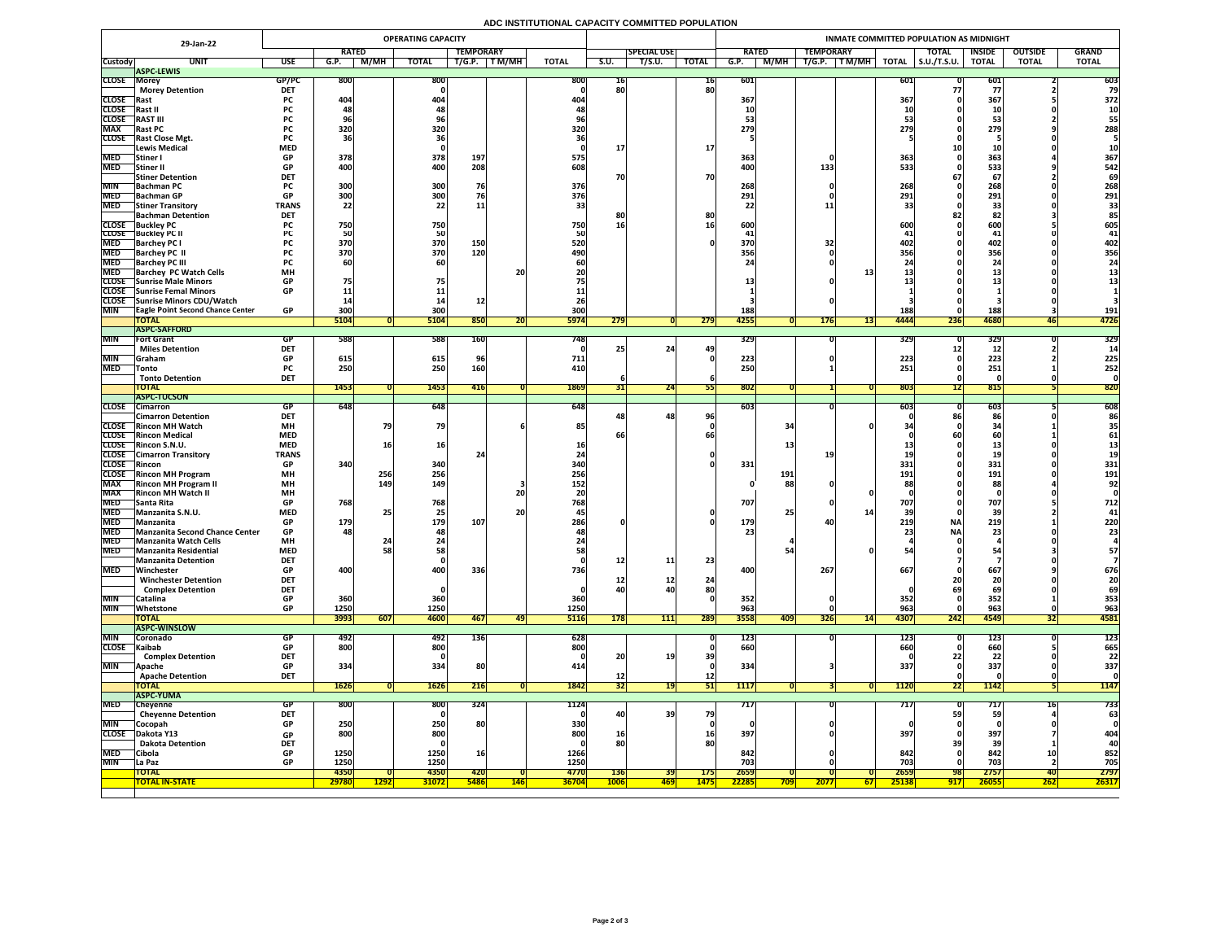## ADC INSTITUTIONAL CAPACITY COMMITTED POPULATION

| 29-Jan-22 | | | OPERATING CAPACITY | | | | | | | | | INMATE COMMITTED POPULATION AS MIDNIGHT | | | | | | | | |
|---|---|---|---|---|---|---|---|---|---|---|---|---|---|---|---|---|---|---|---|---|
| | | | RATED | | | TEMPORARY | | | | SPECIAL USE | | RATED | | TEMPORARY | | | TOTAL | INSIDE | OUTSIDE | GRAND |
| Custody | UNIT | USE | G.P. | M/MH | TOTAL | T/G.P. | T M/MH | TOTAL | S.U. | T/S.U. | TOTAL | G.P. | M/MH | T/G.P. | T M/MH | TOTAL | S.U./T.S.U. | TOTAL | TOTAL | TOTAL |
| | **ASPC-LEWIS** | | | | | | | | | | | | | | | | | | | |
| CLOSE | Morey | GP/PC | 800 | | 800 | | | 800 | 16 | | 16 | 601 | | | | 601 | 0 | 601 | 2 | 603 |
| | Morey Detention | DET | | | 0 | | | 0 | 80 | | 80 | | | | | | 77 | 77 | 2 | 79 |
| CLOSE | Rast | PC | 404 | | 404 | | | 404 | | | | 367 | | | | 367 | 0 | 367 | 5 | 372 |
| CLOSE | Rast II | PC | 48 | | 48 | | | 48 | | | | 10 | | | | 10 | 0 | 10 | 0 | 10 |
| CLOSE | RAST III | PC | 96 | | 96 | | | 96 | | | | 53 | | | | 53 | 0 | 53 | 2 | 55 |
| MAX | Rast PC | PC | 320 | | 320 | | | 320 | | | | 279 | | | | 279 | 0 | 279 | 9 | 288 |
| CLOSE | Rast Close Mgt. | PC | 36 | | 36 | | | 36 | | | | 5 | | | | 5 | 0 | 5 | 0 | 5 |
| | Lewis Medical | MED | | | 0 | | | 0 | 17 | | 17 | | | | | | 10 | 10 | 0 | 10 |
| MED | Stiner I | GP | 378 | | 378 | 197 | | 575 | | | | 363 | | 0 | | 363 | 0 | 363 | 4 | 367 |
| MED | Stiner II | GP | 400 | | 400 | 208 | | 608 | | | | 400 | | 133 | | 533 | 0 | 533 | 9 | 542 |
| | Stiner Detention | DET | | | | | | | 70 | | 70 | | | | | | 67 | 67 | 2 | 69 |
| MIN | Bachman PC | PC | 300 | | 300 | 76 | | 376 | | | | 268 | | 0 | | 268 | 0 | 268 | 0 | 268 |
| MED | Bachman GP | GP | 300 | | 300 | 76 | | 376 | | | | 291 | | 0 | | 291 | 0 | 291 | 0 | 291 |
| MED | Stiner Transitory | TRANS | 22 | | 22 | 11 | | 33 | | | | 22 | | 11 | | 33 | 0 | 33 | 0 | 33 |
| | Bachman Detention | DET | | | | | | | 80 | | 80 | | | | | | 82 | 82 | 3 | 85 |
| CLOSE | Buckley PC | PC | 750 | | 750 | | | 750 | 16 | | 16 | 600 | | | | 600 | 0 | 600 | 5 | 605 |
| CLOSE | Buckley PC II | PC | 50 | | 50 | | | 50 | | | | 41 | | | | 41 | 0 | 41 | 0 | 41 |
| MED | Barchey PC I | PC | 370 | | 370 | 150 | | 520 | | | 0 | 370 | | 32 | | 402 | 0 | 402 | 0 | 402 |
| MED | Barchey PC II | PC | 370 | | 370 | 120 | | 490 | | | | 356 | | 0 | | 356 | 0 | 356 | 0 | 356 |
| MED | Barchey PC III | PC | 60 | | 60 | | | 60 | | | | 24 | | 0 | | 24 | 0 | 24 | 0 | 24 |
| MED | Barchey PC Watch Cells | MH | | | | | 20 | 20 | | | | | | | 13 | 13 | 0 | 13 | 0 | 13 |
| CLOSE | Sunrise Male Minors | GP | 75 | | 75 | | | 75 | | | | 13 | | 0 | | 13 | 0 | 13 | 0 | 13 |
| CLOSE | Sunrise Femal Minors | GP | 11 | | 11 | | | 11 | | | | 1 | | | | 1 | 0 | 1 | 0 | 1 |
| CLOSE | Sunrise Minors CDU/Watch | | 14 | | 14 | 12 | | 26 | | | | 3 | | 0 | | 3 | 0 | 3 | 0 | 3 |
| MIN | Eagle Point Second Chance Center | GP | 300 | | 300 | | | 300 | | | | 188 | | | | 188 | 0 | 188 | 3 | 191 |
| | **TOTAL** | | 5104 | 0 | 5104 | 850 | 20 | 5974 | 279 | 0 | 279 | 4255 | 0 | 176 | 13 | 4444 | 236 | 4680 | 46 | 4726 |
| | **ASPC-SAFFORD** | | | | | | | | | | | | | | | | | | | |
| MIN | Fort Grant | GP | 588 | | 588 | 160 | | 748 | | | | 329 | | 0 | | 329 | 0 | 329 | 0 | 329 |
| | Miles Detention | DET | | | | | | 0 | 25 | 24 | 49 | | | | | | 12 | 12 | 2 | 14 |
| MIN | Graham | GP | 615 | | 615 | 96 | | 711 | | | 0 | 223 | | 0 | | 223 | 0 | 223 | 2 | 225 |
| MED | Tonto | PC | 250 | | 250 | 160 | | 410 | | | | 250 | | 1 | | 251 | 0 | 251 | 1 | 252 |
| | Tonto Detention | DET | | | | | | | 6 | | 6 | | | | | | 0 | 0 | 0 | 0 |
| | **TOTAL** | | 1453 | 0 | 1453 | 416 | 0 | 1869 | 31 | 24 | 55 | 802 | 0 | 1 | 0 | 803 | 12 | 815 | 5 | 820 |
| | **ASPC-TUCSON** | | | | | | | | | | | | | | | | | | | |
| CLOSE | Cimarron | GP | 648 | | 648 | | | 648 | | | | 603 | | 0 | | 603 | 0 | 603 | 5 | 608 |
| | Cimarron Detention | DET | | | | | | | 48 | 48 | 96 | | | | | 0 | 86 | 86 | 0 | 86 |
| CLOSE | Rincon MH Watch | MH | | 79 | 79 | | 6 | 85 | | | 0 | | 34 | | 0 | 34 | 0 | 34 | 1 | 35 |
| CLOSE | Rincon Medical | MED | | | | | | | 66 | | 66 | | | | | 0 | 60 | 60 | 1 | 61 |
| CLOSE | Rincon S.N.U. | MED | | 16 | 16 | | | 16 | | | | | 13 | | | 13 | 0 | 13 | 0 | 13 |
| CLOSE | Cimarron Transitory | TRANS | | | | 24 | | 24 | | | 0 | | | 19 | | 19 | 0 | 19 | 0 | 19 |
| CLOSE | Rincon | GP | 340 | | 340 | | | 340 | | | 0 | 331 | | | | 331 | 0 | 331 | 0 | 331 |
| CLOSE | Rincon MH Program | MH | | 256 | 256 | | | 256 | | | | | 191 | | | 191 | 0 | 191 | 0 | 191 |
| MAX | Rincon MH Program II | MH | | 149 | 149 | | 3 | 152 | | | | 0 | 88 | 0 | | 88 | 0 | 88 | 4 | 92 |
| MAX | Rincon MH Watch II | MH | | | | | 20 | 20 | | | | | | | 0 | 0 | 0 | 0 | 0 | 0 |
| MED | Santa Rita | GP | 768 | | 768 | | | 768 | | | | 707 | | 0 | | 707 | 0 | 707 | 5 | 712 |
| MED | Manzanita S.N.U. | MED | | 25 | 25 | | 20 | 45 | | | 0 | | 25 | | 14 | 39 | 0 | 39 | 2 | 41 |
| MED | Manzanita | GP | 179 | | 179 | 107 | | 286 | 0 | | 0 | 179 | | 40 | | 219 | NA | 219 | 1 | 220 |
| MED | Manzanita Second Chance Center | GP | 48 | | 48 | | | 48 | | | | 23 | | | | 23 | NA | 23 | 0 | 23 |
| MED | Manzanita Watch Cells | MH | | 24 | 24 | | | 24 | | | | | 4 | | | 4 | 0 | 4 | 0 | 4 |
| MED | Manzanita Residential | MED | | 58 | 58 | | | 58 | | | | | 54 | | 0 | 54 | 0 | 54 | 3 | 57 |
| | Manzanita Detention | DET | | | 0 | | | 0 | 12 | 11 | 23 | | | | | | 7 | 7 | 0 | 7 |
| MED | Winchester | GP | 400 | | 400 | 336 | | 736 | | | | 400 | | 267 | | 667 | 0 | 667 | 9 | 676 |
| | Winchester Detention | DET | | | | | | | 12 | 12 | 24 | | | | | | 20 | 20 | 0 | 20 |
| | Complex Detention | DET | | | 0 | | | 0 | 40 | 40 | 80 | | | | | | 69 | 69 | 0 | 69 |
| MIN | Catalina | GP | 360 | | 360 | | | 360 | | | 0 | 352 | | 0 | | 352 | 0 | 352 | 1 | 353 |
| MIN | Whetstone | GP | 1250 | | 1250 | | | 1250 | | | | 963 | | 0 | | 963 | 0 | 963 | 0 | 963 |
| | **TOTAL** | | 3993 | 607 | 4600 | 467 | 49 | 5116 | 178 | 111 | 289 | 3558 | 409 | 326 | 14 | 4307 | 242 | 4549 | 32 | 4581 |
| | **ASPC-WINSLOW** | | | | | | | | | | | | | | | | | | | |
| MIN | Coronado | GP | 492 | | 492 | 136 | | 628 | | | 0 | 123 | | 0 | | 123 | 0 | 123 | 0 | 123 |
| CLOSE | Kaibab | GP | 800 | | 800 | | | 800 | | | 0 | 660 | | | | 660 | 0 | 660 | 5 | 665 |
| | Complex Detention | DET | | | 0 | | | 0 | 20 | 19 | 39 | | | | | 0 | 22 | 22 | 0 | 22 |
| MIN | Apache | GP | 334 | | 334 | 80 | | 414 | | | 0 | 334 | | 3 | | 337 | 0 | 337 | 0 | 337 |
| | Apache Detention | DET | | | | | | | 12 | | 12 | | | | | | 0 | 0 | 0 | 0 |
| | **TOTAL** | | 1626 | 0 | 1626 | 216 | 0 | 1842 | 32 | 19 | 51 | 1117 | 0 | 3 | 0 | 1120 | 22 | 1142 | 5 | 1147 |
| | **ASPC-YUMA** | | | | | | | | | | | | | | | | | | | |
| MED | Cheyenne | GP | 800 | | 800 | 324 | | 1124 | | | | 717 | | 0 | | 717 | 0 | 717 | 16 | 733 |
| | Cheyenne Detention | DET | | | 0 | | | 0 | 40 | 39 | 79 | | | | | | 59 | 59 | 4 | 63 |
| MIN | Cocopah | GP | 250 | | 250 | 80 | | 330 | | | 0 | 0 | | 0 | | 0 | 0 | 0 | 0 | 0 |
| CLOSE | Dakota Y13 | GP | 800 | | 800 | | | 800 | 16 | | 16 | 397 | | 0 | | 397 | 0 | 397 | 7 | 404 |
| | Dakota Detention | DET | | | 0 | | | 0 | 80 | | 80 | | | | | | 39 | 39 | 1 | 40 |
| MED | Cibola | GP | 1250 | | 1250 | 16 | | 1266 | | | | 842 | | 0 | | 842 | 0 | 842 | 10 | 852 |
| MIN | La Paz | GP | 1250 | | 1250 | | | 1250 | | | | 703 | | 0 | | 703 | 0 | 703 | 2 | 705 |
| | **TOTAL** | | 4350 | 0 | 4350 | 420 | 0 | 4770 | 136 | 39 | 175 | 2659 | 0 | 0 | 0 | 2659 | 98 | 2757 | 40 | 2797 |
| | **TOTAL IN-STATE** | | 29780 | 1292 | 31072 | 5486 | 146 | 36704 | 1006 | 469 | 1475 | 22285 | 709 | 2077 | 67 | 25138 | 917 | 26055 | 262 | 26317 |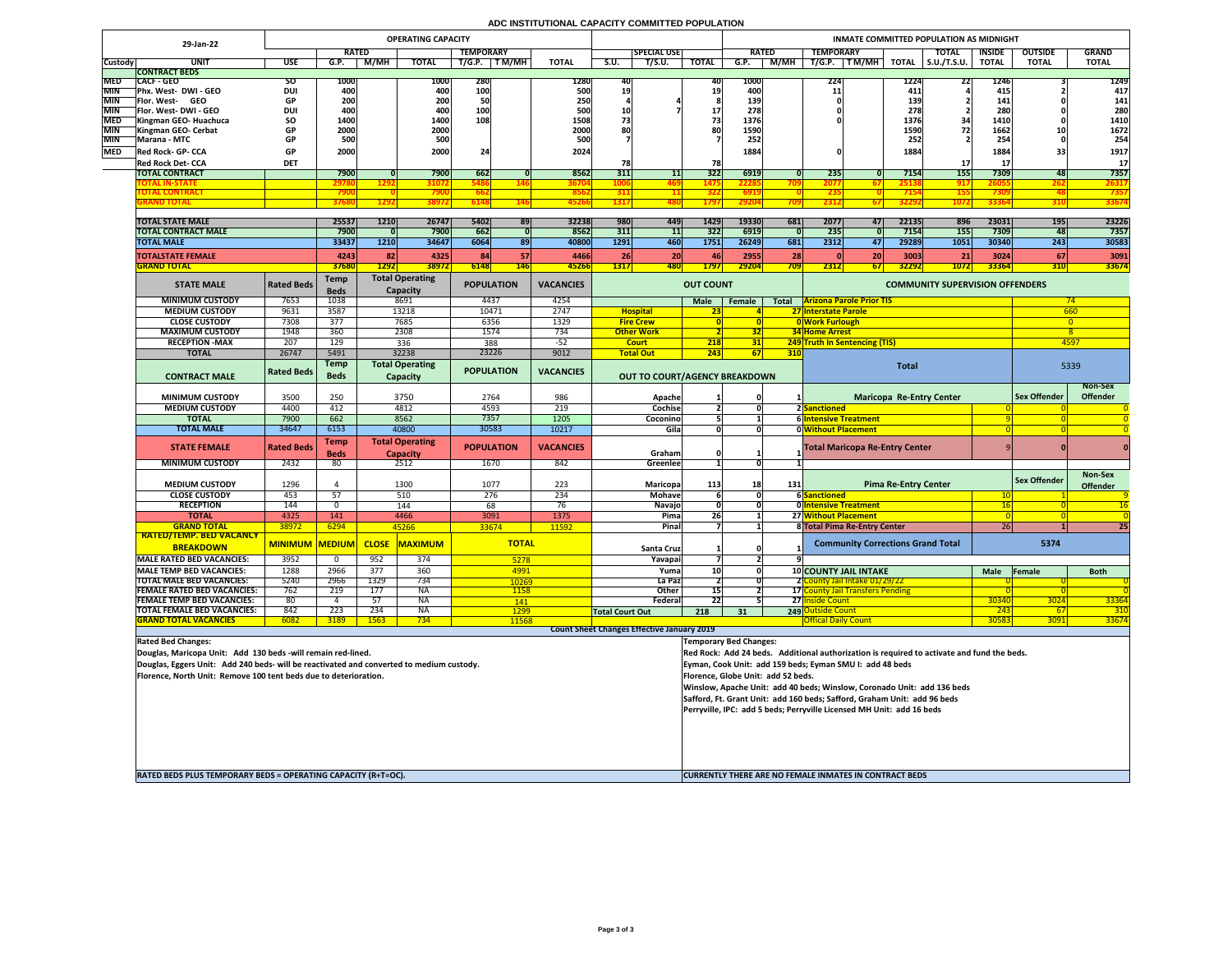# ADC INSTITUTIONAL CAPACITY COMMITTED POPULATION

29-Jan-22

| | | | OPERATING CAPACITY | | | | | | | | | | INMATE COMMITTED POPULATION AS MIDNIGHT | | | | | | | | | |
|---|---|---|---|---|---|---|---|---|---|---|---|---|---|---|---|---|---|---|---|---|---|---|
| | | | RATED | | | TEMPORARY | | | | SPECIAL USE | | | RATED | | TEMPORARY | | | TOTAL | INSIDE | OUTSIDE | GRAND |
| Custody | UNIT | USE | G.P. | M/MH | TOTAL | T/G.P. | T M/MH | TOTAL | S.U. | T/S.U. | TOTAL | G.P. | M/MH | T/G.P. | T M/MH | TOTAL | S.U./T.S.U. | TOTAL | TOTAL | TOTAL |
| | **CONTRACT BEDS** | | | | | | | | | | | | | | | | | | | |
| MED | CACF - GEO | SO | 1000 | | 1000 | 280 | | 1280 | 40 | | 40 | 1000 | | 224 | | 1224 | 22 | 1246 | 3 | 1249 |
| MIN | Phx. West- DWI - GEO | DUI | 400 | | 400 | 100 | | 500 | 19 | | 19 | 400 | | 11 | | 411 | 4 | 415 | 2 | 417 |
| MIN | Flor. West- GEO | GP | 200 | | 200 | 50 | | 250 | 4 | 4 | 8 | 139 | | 0 | | 139 | 2 | 141 | 0 | 141 |
| MIN | Flor. West- DWI - GEO | DUI | 400 | | 400 | 100 | | 500 | 10 | 7 | 17 | 278 | | 0 | | 278 | 2 | 280 | 0 | 280 |
| MED | Kingman GEO- Huachuca | SO | 1400 | | 1400 | 108 | | 1508 | 73 | | 73 | 1376 | | 0 | | 1376 | 34 | 1410 | 0 | 1410 |
| MIN | Kingman GEO- Cerbat | GP | 2000 | | 2000 | | | 2000 | 80 | | 80 | 1590 | | | | 1590 | 72 | 1662 | 10 | 1672 |
| MIN | Marana - MTC | GP | 500 | | 500 | | | 500 | 7 | | 7 | 252 | | | | 252 | 2 | 254 | 0 | 254 |
| MED | Red Rock- GP- CCA | GP | 2000 | | 2000 | 24 | | 2024 | | | | 1884 | | 0 | | 1884 | | 1884 | 33 | 1917 |
| | Red Rock Det- CCA | DET | | | | | | | 78 | | 78 | | | | | | 17 | 17 | | 17 |
| | **TOTAL CONTRACT** | | 7900 | 0 | 7900 | 662 | 0 | 8562 | 311 | 11 | 322 | 6919 | 0 | 235 | 0 | 7154 | 155 | 7309 | 48 | 7357 |
| | **TOTAL IN-STATE** | | 29780 | 1292 | 31072 | 5486 | 146 | 36704 | 1006 | 469 | 1475 | 22285 | 709 | 2077 | 67 | 25138 | 917 | 26055 | 262 | 26317 |
| | **TOTAL CONTRACT** | | 7900 | 0 | 7900 | 662 | 0 | 8562 | 311 | 11 | 322 | 6919 | 0 | 235 | 0 | 7154 | 155 | 7309 | 48 | 7357 |
| | **GRAND TOTAL** | | 37680 | 1292 | 38972 | 6148 | 146 | 45266 | 1317 | 480 | 1797 | 29204 | 709 | 2312 | 67 | 32292 | 1072 | 33364 | 310 | 33674 |
| | **TOTAL STATE MALE** | | 25537 | 1210 | 26747 | 5402 | 89 | 32238 | 980 | 449 | 1429 | 19330 | 681 | 2077 | 47 | 22135 | 896 | 23031 | 195 | 23226 |
| | **TOTAL CONTRACT MALE** | | 7900 | 0 | 7900 | 662 | 0 | 8562 | 311 | 11 | 322 | 6919 | 0 | 235 | 0 | 7154 | 155 | 7309 | 48 | 7357 |
| | **TOTAL MALE** | | 33437 | 1210 | 34647 | 6064 | 89 | 40800 | 1291 | 460 | 1751 | 26249 | 681 | 2312 | 47 | 29289 | 1051 | 30340 | 243 | 30583 |
| | **TOTALSTATE FEMALE** | | 4243 | 82 | 4325 | 84 | 57 | 4466 | 26 | 20 | 46 | 2955 | 28 | 0 | 20 | 3003 | 21 | 3024 | 67 | 3091 |
| | **GRAND TOTAL** | | 37680 | 1292 | 38972 | 6148 | 146 | 45266 | 1317 | 480 | 1797 | 29204 | 709 | 2312 | 67 | 32292 | 1072 | 33364 | 310 | 33674 |

| STATE MALE | Rated Beds | Temp Beds | Total Operating Capacity | POPULATION | VACANCIES |
|---|---|---|---|---|---|
| MINIMUM CUSTODY | 7653 | 1038 | 8691 | 4437 | 4254 |
| MEDIUM CUSTODY | 9631 | 3587 | 13218 | 10471 | 2747 |
| CLOSE CUSTODY | 7308 | 377 | 7685 | 6356 | 1329 |
| MAXIMUM CUSTODY | 1948 | 360 | 2308 | 1574 | 734 |
| RECEPTION -MAX | 207 | 129 | 336 | 388 | -52 |
| TOTAL | 26747 | 5491 | 32238 | 23226 | 9012 |

| CONTRACT MALE | Rated Beds | Temp Beds | Total Operating Capacity | POPULATION | VACANCIES |
|---|---|---|---|---|---|
| MINIMUM CUSTODY | 3500 | 250 | 3750 | 2764 | 986 |
| MEDIUM CUSTODY | 4400 | 412 | 4812 | 4593 | 219 |
| TOTAL | 7900 | 662 | 8562 | 7357 | 1205 |
| TOTAL MALE | 34647 | 6153 | 40800 | 30583 | 10217 |

| STATE FEMALE | Rated Beds | Temp Beds | Total Operating Capacity | POPULATION | VACANCIES |
|---|---|---|---|---|---|
| MINIMUM CUSTODY | 2432 | 80 | 2512 | 1670 | 842 |
| MEDIUM CUSTODY | 1296 | 4 | 1300 | 1077 | 223 |
| CLOSE CUSTODY | 453 | 57 | 510 | 276 | 234 |
| RECEPTION | 144 | 0 | 144 | 68 | 76 |
| TOTAL | 4325 | 141 | 4466 | 3091 | 1375 |
| GRAND TOTAL | 38972 | 6294 | 45266 | 33674 | 11592 |

| RATED/TEMP. BED VACANCY BREAKDOWN | MINIMUM | MEDIUM | CLOSE | MAXIMUM | TOTAL |
|---|---|---|---|---|---|
| MALE RATED BED VACANCIES: | 3952 | 0 | 952 | 374 | 5278 |
| MALE TEMP BED VACANCIES: | 1288 | 2966 | 377 | 360 | 4991 |
| TOTAL MALE BED VACANCIES: | 5240 | 2966 | 1329 | 734 | 10269 |
| FEMALE RATED BED VACANCIES: | 762 | 219 | 177 | NA | 1158 |
| FEMALE TEMP BED VACANCIES: | 80 | 4 | 57 | NA | 141 |
| TOTAL FEMALE BED VACANCIES: | 842 | 223 | 234 | NA | 1299 |
| GRAND TOTAL VACANCIES | 6082 | 3189 | 1563 | 734 | 11568 |

| OUT COUNT | Male | Female | Total |
|---|---|---|---|
| Hospital | 23 | 4 | 27 |
| Fire Crew | 0 | 0 | 0 |
| Other Work | 2 | 32 | 34 |
| Court | 218 | 31 | 249 |
| Total Out | 243 | 67 | 310 |

| OUT TO COURT/AGENCY BREAKDOWN | Male | Female | Total |
|---|---|---|---|
| Apache | 1 | 0 | 1 |
| Cochise | 2 | 0 | 2 |
| Coconino | 5 | 1 | 6 |
| Gila | 0 | 0 | 0 |
| Graham | 0 | 1 | 1 |
| Greenlee | 1 | 0 | 1 |
| Maricopa | 113 | 18 | 131 |
| Mohave | 6 | 0 | 6 |
| Navajo | 0 | 0 | 0 |
| Pima | 26 | 1 | 27 |
| Pinal | 7 | 1 | 8 |
| Santa Cruz | 1 | 0 | 1 |
| Yavapai | 7 | 2 | 9 |
| Yuma | 10 | 0 | 10 |
| La Paz | 2 | 0 | 2 |
| Other | 15 | 2 | 17 |
| Federal | 22 | 5 | 27 |
| Total Court Out | 218 | 31 | 249 |

Count Sheet Changes Effective January 2019

| COMMUNITY SUPERVISION OFFENDERS | |
|---|---|
| Arizona Parole Prior TIS | 74 |
| Interstate Parole | 660 |
| Work Furlough | 0 |
| Home Arrest | 8 |
| Truth In Sentencing (TIS) | 4597 |
| Total | 5339 |

| Maricopa Re-Entry Center | | Sex Offender | Non-Sex Offender |
|---|---|---|---|
| Sanctioned | 0 | 0 | 0 |
| Intensive Treatment | 9 | 0 | 0 |
| Without Placement | 0 | 0 | 0 |
| Total Maricopa Re-Entry Center | 9 | 0 | 0 |

| Pima Re-Entry Center | | Sex Offender | Non-Sex Offender |
|---|---|---|---|
| Sanctioned | 10 | 1 | 9 |
| Intensive Treatment | 16 | 0 | 16 |
| Without Placement | 0 | 0 | 0 |
| Total Pima Re-Entry Center | 26 | 1 | 25 |

| Community Corrections Grand Total | 5374 |
|---|---|

| COUNTY JAIL INTAKE | Male | Female | Both |
|---|---|---|---|
| County Jail Intake 01/29/22 | 0 | 0 | 0 |
| County Jail Transfers Pending | 0 | 0 | 0 |
| Inside Count | 30340 | 3024 | 33364 |
| Outside Count | 243 | 67 | 310 |
| Offical Daily Count | 30583 | 3091 | 33674 |

**Rated Bed Changes:**

Douglas, Maricopa Unit: Add 130 beds -will remain red-lined.

Douglas, Eggers Unit: Add 240 beds- will be reactivated and converted to medium custody.

Florence, North Unit: Remove 100 tent beds due to deterioration.

**Temporary Bed Changes:**

Red Rock: Add 24 beds. Additional authorization is required to activate and fund the beds.

Eyman, Cook Unit: add 159 beds; Eyman SMU I: add 48 beds

Florence, Globe Unit: add 52 beds.

Winslow, Apache Unit: add 40 beds; Winslow, Coronado Unit: add 136 beds

Safford, Ft. Grant Unit: add 160 beds; Safford, Graham Unit: add 96 beds

Perryville, IPC: add 5 beds; Perryville Licensed MH Unit: add 16 beds

RATED BEDS PLUS TEMPORARY BEDS = OPERATING CAPACITY (R+T=OC).

CURRENTLY THERE ARE NO FEMALE INMATES IN CONTRACT BEDS